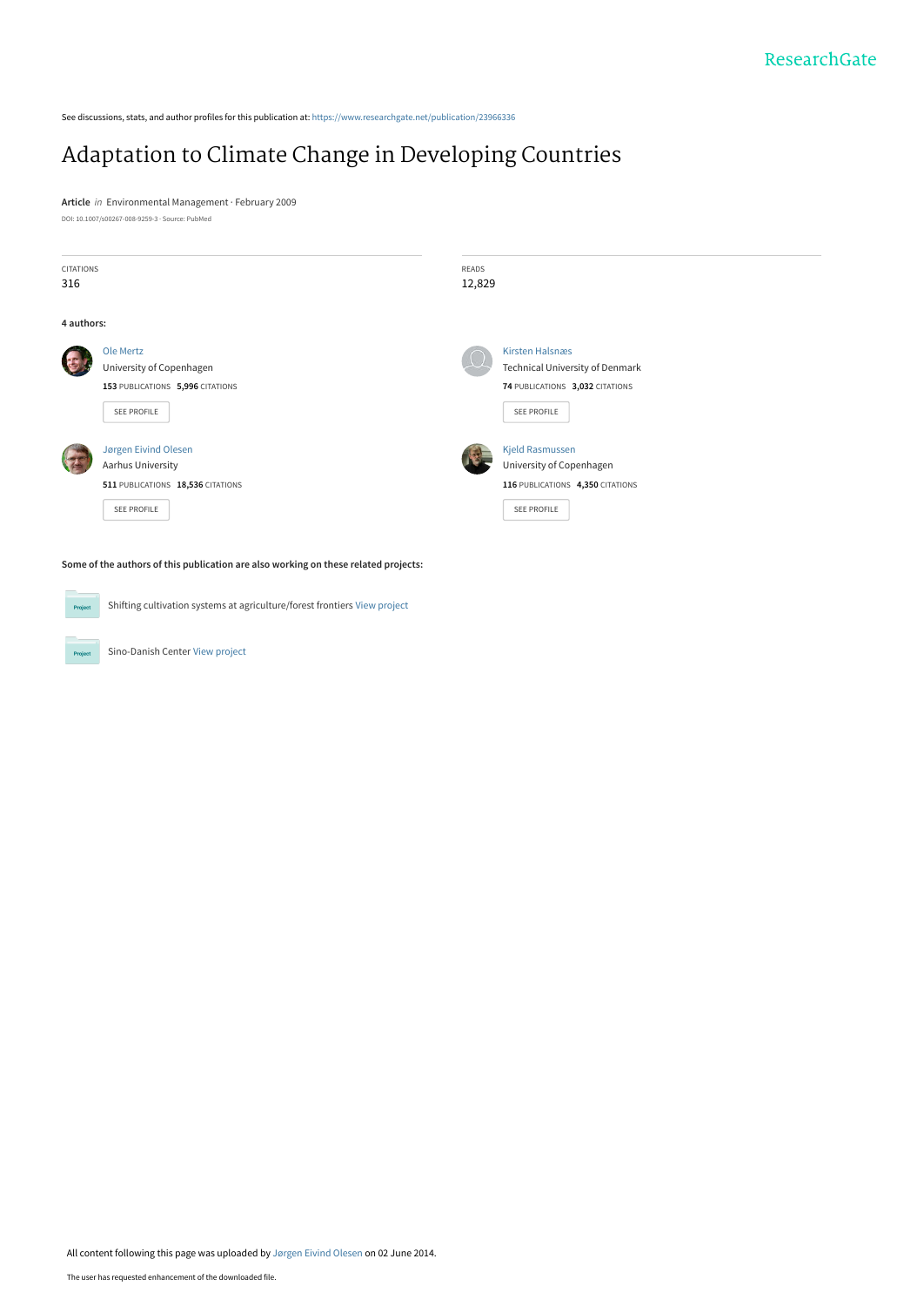See discussions, stats, and author profiles for this publication at: https://www.researchgate.net/publication/23966336

# Adaptation to Climate Change in Developing Countries

**Article** *in* Environmental Management · February 2009

DOI: 10.1007/s00267-008-9259-3 · Source: PubMed

CITATIONS
316

READS
12,829

**4 authors:**

**Ole Mertz**
University of Copenhagen
153 PUBLICATIONS 5,996 CITATIONS
SEE PROFILE

**Kirsten Halsnæs**
Technical University of Denmark
74 PUBLICATIONS 3,032 CITATIONS
SEE PROFILE

**Jørgen Eivind Olesen**
Aarhus University
511 PUBLICATIONS 18,536 CITATIONS
SEE PROFILE

**Kjeld Rasmussen**
University of Copenhagen
116 PUBLICATIONS 4,350 CITATIONS
SEE PROFILE

**Some of the authors of this publication are also working on these related projects:**

Shifting cultivation systems at agriculture/forest frontiers View project

Sino-Danish Center View project

All content following this page was uploaded by Jørgen Eivind Olesen on 02 June 2014.

The user has requested enhancement of the downloaded file.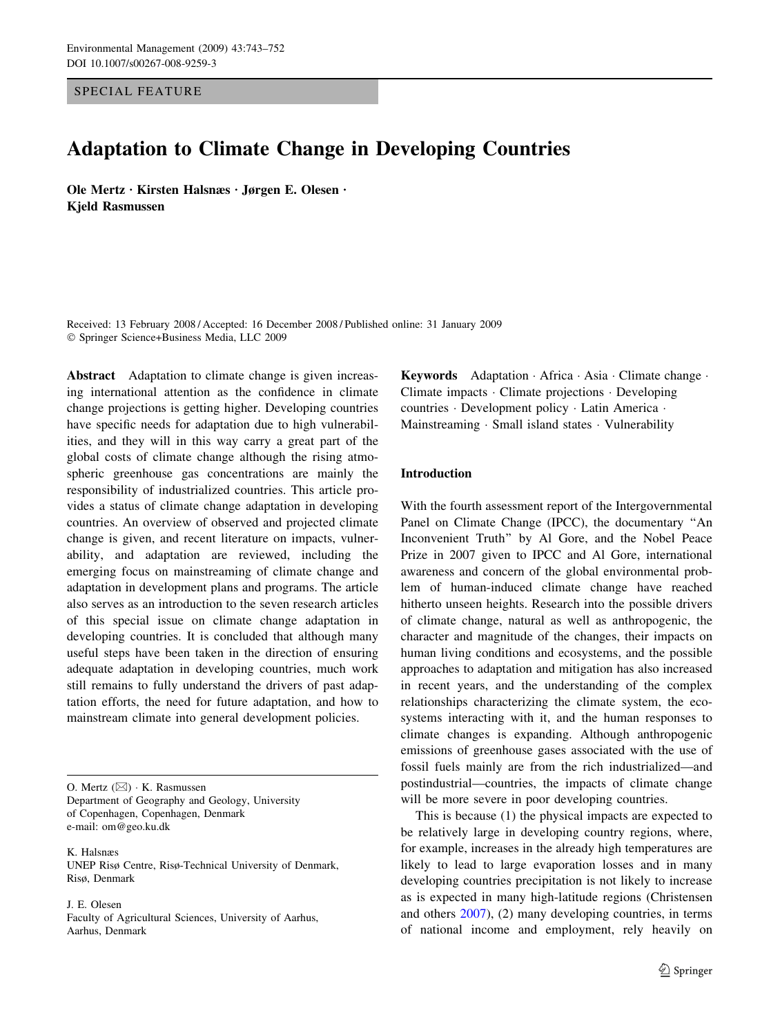SPECIAL FEATURE

# Adaptation to Climate Change in Developing Countries

**Ole Mertz · Kirsten Halsnæs · Jørgen E. Olesen · Kjeld Rasmussen**

Received: 13 February 2008 / Accepted: 16 December 2008 / Published online: 31 January 2009
© Springer Science+Business Media, LLC 2009

**Abstract** Adaptation to climate change is given increasing international attention as the confidence in climate change projections is getting higher. Developing countries have specific needs for adaptation due to high vulnerabilities, and they will in this way carry a great part of the global costs of climate change although the rising atmospheric greenhouse gas concentrations are mainly the responsibility of industrialized countries. This article provides a status of climate change adaptation in developing countries. An overview of observed and projected climate change is given, and recent literature on impacts, vulnerability, and adaptation are reviewed, including the emerging focus on mainstreaming of climate change and adaptation in development plans and programs. The article also serves as an introduction to the seven research articles of this special issue on climate change adaptation in developing countries. It is concluded that although many useful steps have been taken in the direction of ensuring adequate adaptation in developing countries, much work still remains to fully understand the drivers of past adaptation efforts, the need for future adaptation, and how to mainstream climate into general development policies.

O. Mertz (✉) · K. Rasmussen
Department of Geography and Geology, University of Copenhagen, Copenhagen, Denmark
e-mail: om@geo.ku.dk

K. Halsnæs
UNEP Risø Centre, Risø-Technical University of Denmark, Risø, Denmark

J. E. Olesen
Faculty of Agricultural Sciences, University of Aarhus, Aarhus, Denmark

**Keywords** Adaptation · Africa · Asia · Climate change · Climate impacts · Climate projections · Developing countries · Development policy · Latin America · Mainstreaming · Small island states · Vulnerability

## Introduction

With the fourth assessment report of the Intergovernmental Panel on Climate Change (IPCC), the documentary "An Inconvenient Truth" by Al Gore, and the Nobel Peace Prize in 2007 given to IPCC and Al Gore, international awareness and concern of the global environmental problem of human-induced climate change have reached hitherto unseen heights. Research into the possible drivers of climate change, natural as well as anthropogenic, the character and magnitude of the changes, their impacts on human living conditions and ecosystems, and the possible approaches to adaptation and mitigation has also increased in recent years, and the understanding of the complex relationships characterizing the climate system, the ecosystems interacting with it, and the human responses to climate changes is expanding. Although anthropogenic emissions of greenhouse gases associated with the use of fossil fuels mainly are from the rich industrialized—and postindustrial—countries, the impacts of climate change will be more severe in poor developing countries.

This is because (1) the physical impacts are expected to be relatively large in developing country regions, where, for example, increases in the already high temperatures are likely to lead to large evaporation losses and in many developing countries precipitation is not likely to increase as is expected in many high-latitude regions (Christensen and others 2007), (2) many developing countries, in terms of national income and employment, rely heavily on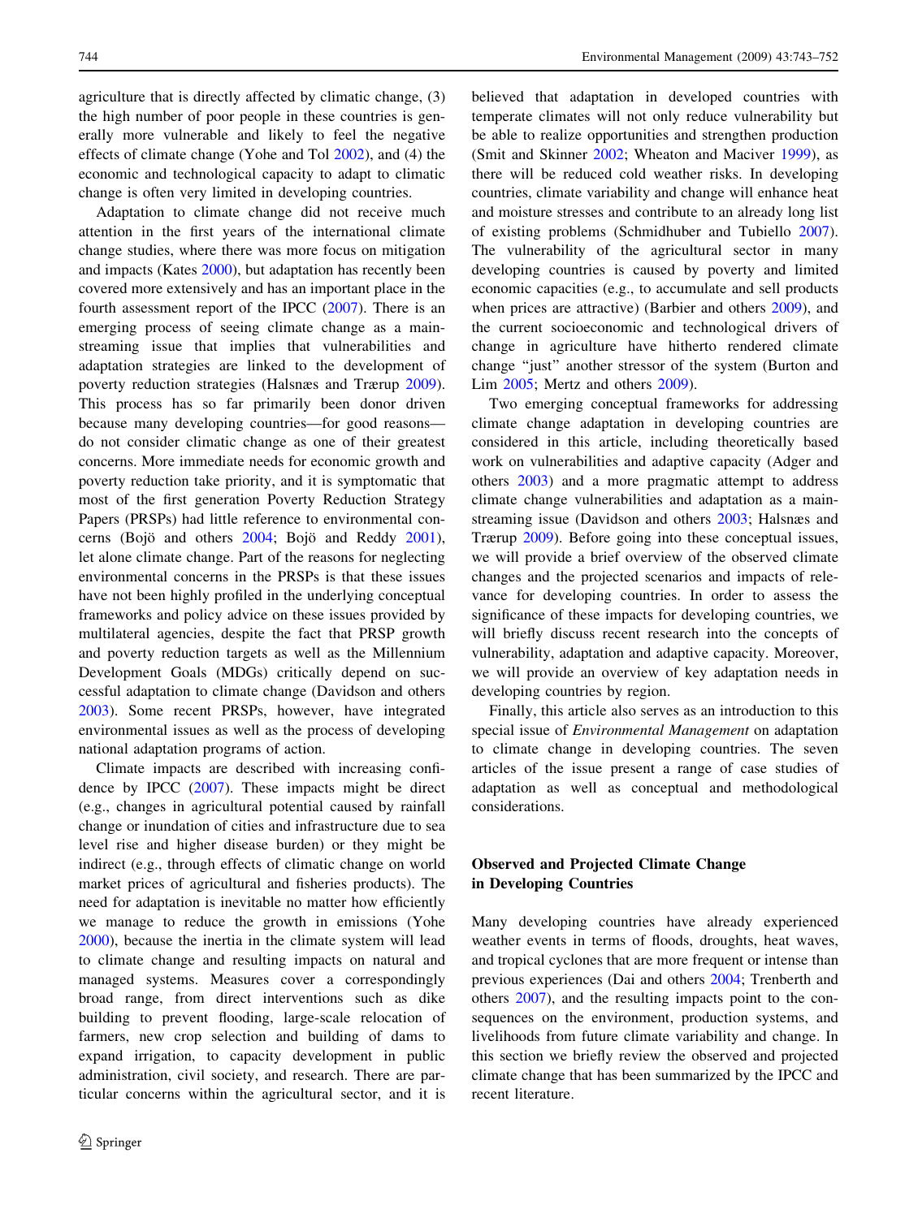agriculture that is directly affected by climatic change, (3) the high number of poor people in these countries is generally more vulnerable and likely to feel the negative effects of climate change (Yohe and Tol 2002), and (4) the economic and technological capacity to adapt to climatic change is often very limited in developing countries.

Adaptation to climate change did not receive much attention in the first years of the international climate change studies, where there was more focus on mitigation and impacts (Kates 2000), but adaptation has recently been covered more extensively and has an important place in the fourth assessment report of the IPCC (2007). There is an emerging process of seeing climate change as a mainstreaming issue that implies that vulnerabilities and adaptation strategies are linked to the development of poverty reduction strategies (Halsnæs and Trærup 2009). This process has so far primarily been donor driven because many developing countries—for good reasons—do not consider climatic change as one of their greatest concerns. More immediate needs for economic growth and poverty reduction take priority, and it is symptomatic that most of the first generation Poverty Reduction Strategy Papers (PRSPs) had little reference to environmental concerns (Bojö and others 2004; Bojö and Reddy 2001), let alone climate change. Part of the reasons for neglecting environmental concerns in the PRSPs is that these issues have not been highly profiled in the underlying conceptual frameworks and policy advice on these issues provided by multilateral agencies, despite the fact that PRSP growth and poverty reduction targets as well as the Millennium Development Goals (MDGs) critically depend on successful adaptation to climate change (Davidson and others 2003). Some recent PRSPs, however, have integrated environmental issues as well as the process of developing national adaptation programs of action.

Climate impacts are described with increasing confidence by IPCC (2007). These impacts might be direct (e.g., changes in agricultural potential caused by rainfall change or inundation of cities and infrastructure due to sea level rise and higher disease burden) or they might be indirect (e.g., through effects of climatic change on world market prices of agricultural and fisheries products). The need for adaptation is inevitable no matter how efficiently we manage to reduce the growth in emissions (Yohe 2000), because the inertia in the climate system will lead to climate change and resulting impacts on natural and managed systems. Measures cover a correspondingly broad range, from direct interventions such as dike building to prevent flooding, large-scale relocation of farmers, new crop selection and building of dams to expand irrigation, to capacity development in public administration, civil society, and research. There are particular concerns within the agricultural sector, and it is believed that adaptation in developed countries with temperate climates will not only reduce vulnerability but be able to realize opportunities and strengthen production (Smit and Skinner 2002; Wheaton and Maciver 1999), as there will be reduced cold weather risks. In developing countries, climate variability and change will enhance heat and moisture stresses and contribute to an already long list of existing problems (Schmidhuber and Tubiello 2007). The vulnerability of the agricultural sector in many developing countries is caused by poverty and limited economic capacities (e.g., to accumulate and sell products when prices are attractive) (Barbier and others 2009), and the current socioeconomic and technological drivers of change in agriculture have hitherto rendered climate change "just" another stressor of the system (Burton and Lim 2005; Mertz and others 2009).

Two emerging conceptual frameworks for addressing climate change adaptation in developing countries are considered in this article, including theoretically based work on vulnerabilities and adaptive capacity (Adger and others 2003) and a more pragmatic attempt to address climate change vulnerabilities and adaptation as a mainstreaming issue (Davidson and others 2003; Halsnæs and Trærup 2009). Before going into these conceptual issues, we will provide a brief overview of the observed climate changes and the projected scenarios and impacts of relevance for developing countries. In order to assess the significance of these impacts for developing countries, we will briefly discuss recent research into the concepts of vulnerability, adaptation and adaptive capacity. Moreover, we will provide an overview of key adaptation needs in developing countries by region.

Finally, this article also serves as an introduction to this special issue of *Environmental Management* on adaptation to climate change in developing countries. The seven articles of the issue present a range of case studies of adaptation as well as conceptual and methodological considerations.

## Observed and Projected Climate Change in Developing Countries

Many developing countries have already experienced weather events in terms of floods, droughts, heat waves, and tropical cyclones that are more frequent or intense than previous experiences (Dai and others 2004; Trenberth and others 2007), and the resulting impacts point to the consequences on the environment, production systems, and livelihoods from future climate variability and change. In this section we briefly review the observed and projected climate change that has been summarized by the IPCC and recent literature.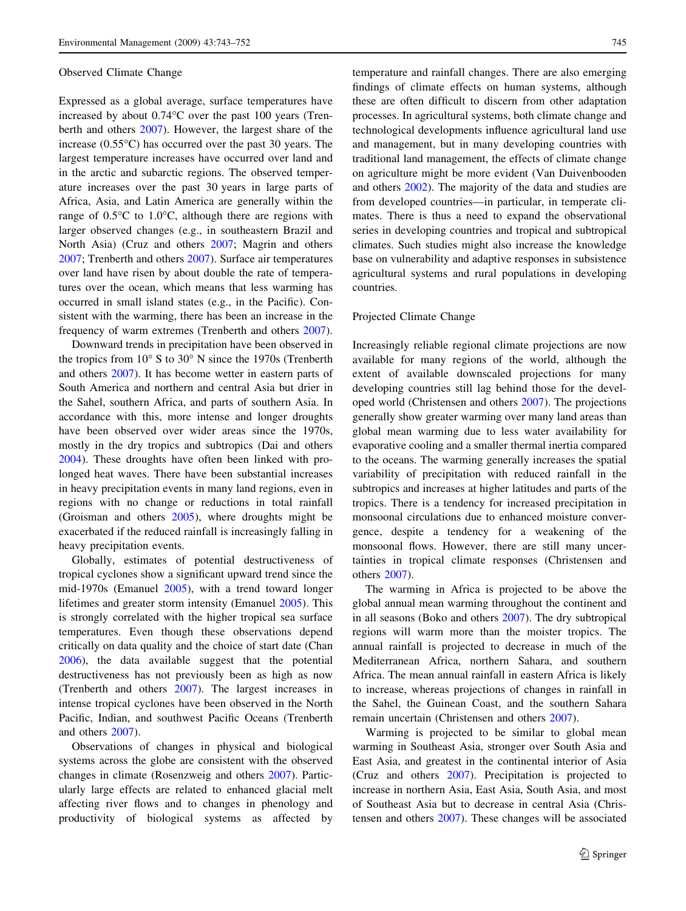## Observed Climate Change

Expressed as a global average, surface temperatures have increased by about 0.74°C over the past 100 years (Trenberth and others 2007). However, the largest share of the increase (0.55°C) has occurred over the past 30 years. The largest temperature increases have occurred over land and in the arctic and subarctic regions. The observed temperature increases over the past 30 years in large parts of Africa, Asia, and Latin America are generally within the range of 0.5°C to 1.0°C, although there are regions with larger observed changes (e.g., in southeastern Brazil and North Asia) (Cruz and others 2007; Magrin and others 2007; Trenberth and others 2007). Surface air temperatures over land have risen by about double the rate of temperatures over the ocean, which means that less warming has occurred in small island states (e.g., in the Pacific). Consistent with the warming, there has been an increase in the frequency of warm extremes (Trenberth and others 2007).

Downward trends in precipitation have been observed in the tropics from 10° S to 30° N since the 1970s (Trenberth and others 2007). It has become wetter in eastern parts of South America and northern and central Asia but drier in the Sahel, southern Africa, and parts of southern Asia. In accordance with this, more intense and longer droughts have been observed over wider areas since the 1970s, mostly in the dry tropics and subtropics (Dai and others 2004). These droughts have often been linked with prolonged heat waves. There have been substantial increases in heavy precipitation events in many land regions, even in regions with no change or reductions in total rainfall (Groisman and others 2005), where droughts might be exacerbated if the reduced rainfall is increasingly falling in heavy precipitation events.

Globally, estimates of potential destructiveness of tropical cyclones show a significant upward trend since the mid-1970s (Emanuel 2005), with a trend toward longer lifetimes and greater storm intensity (Emanuel 2005). This is strongly correlated with the higher tropical sea surface temperatures. Even though these observations depend critically on data quality and the choice of start date (Chan 2006), the data available suggest that the potential destructiveness has not previously been as high as now (Trenberth and others 2007). The largest increases in intense tropical cyclones have been observed in the North Pacific, Indian, and southwest Pacific Oceans (Trenberth and others 2007).

Observations of changes in physical and biological systems across the globe are consistent with the observed changes in climate (Rosenzweig and others 2007). Particularly large effects are related to enhanced glacial melt affecting river flows and to changes in phenology and productivity of biological systems as affected by temperature and rainfall changes. There are also emerging findings of climate effects on human systems, although these are often difficult to discern from other adaptation processes. In agricultural systems, both climate change and technological developments influence agricultural land use and management, but in many developing countries with traditional land management, the effects of climate change on agriculture might be more evident (Van Duivenbooden and others 2002). The majority of the data and studies are from developed countries—in particular, in temperate climates. There is thus a need to expand the observational series in developing countries and tropical and subtropical climates. Such studies might also increase the knowledge base on vulnerability and adaptive responses in subsistence agricultural systems and rural populations in developing countries.

## Projected Climate Change

Increasingly reliable regional climate projections are now available for many regions of the world, although the extent of available downscaled projections for many developing countries still lag behind those for the developed world (Christensen and others 2007). The projections generally show greater warming over many land areas than global mean warming due to less water availability for evaporative cooling and a smaller thermal inertia compared to the oceans. The warming generally increases the spatial variability of precipitation with reduced rainfall in the subtropics and increases at higher latitudes and parts of the tropics. There is a tendency for increased precipitation in monsoonal circulations due to enhanced moisture convergence, despite a tendency for a weakening of the monsoonal flows. However, there are still many uncertainties in tropical climate responses (Christensen and others 2007).

The warming in Africa is projected to be above the global annual mean warming throughout the continent and in all seasons (Boko and others 2007). The dry subtropical regions will warm more than the moister tropics. The annual rainfall is projected to decrease in much of the Mediterranean Africa, northern Sahara, and southern Africa. The mean annual rainfall in eastern Africa is likely to increase, whereas projections of changes in rainfall in the Sahel, the Guinean Coast, and the southern Sahara remain uncertain (Christensen and others 2007).

Warming is projected to be similar to global mean warming in Southeast Asia, stronger over South Asia and East Asia, and greatest in the continental interior of Asia (Cruz and others 2007). Precipitation is projected to increase in northern Asia, East Asia, South Asia, and most of Southeast Asia but to decrease in central Asia (Christensen and others 2007). These changes will be associated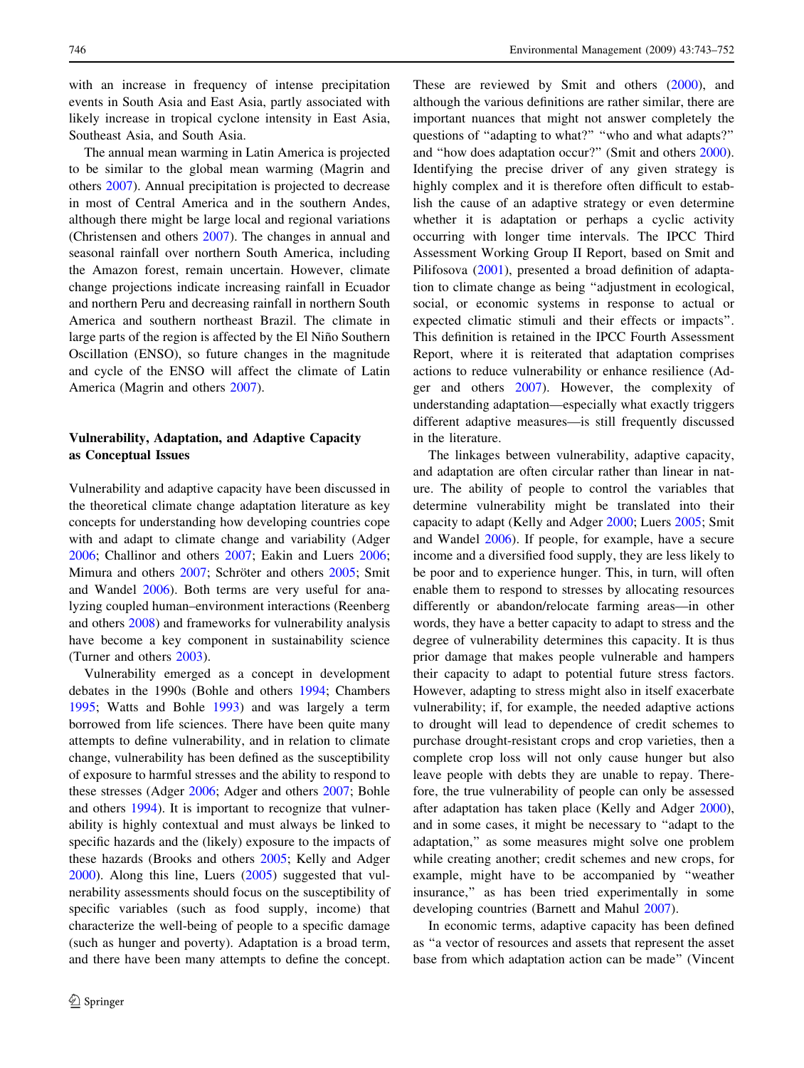with an increase in frequency of intense precipitation events in South Asia and East Asia, partly associated with likely increase in tropical cyclone intensity in East Asia, Southeast Asia, and South Asia.

The annual mean warming in Latin America is projected to be similar to the global mean warming (Magrin and others 2007). Annual precipitation is projected to decrease in most of Central America and in the southern Andes, although there might be large local and regional variations (Christensen and others 2007). The changes in annual and seasonal rainfall over northern South America, including the Amazon forest, remain uncertain. However, climate change projections indicate increasing rainfall in Ecuador and northern Peru and decreasing rainfall in northern South America and southern northeast Brazil. The climate in large parts of the region is affected by the El Niño Southern Oscillation (ENSO), so future changes in the magnitude and cycle of the ENSO will affect the climate of Latin America (Magrin and others 2007).

## Vulnerability, Adaptation, and Adaptive Capacity as Conceptual Issues

Vulnerability and adaptive capacity have been discussed in the theoretical climate change adaptation literature as key concepts for understanding how developing countries cope with and adapt to climate change and variability (Adger 2006; Challinor and others 2007; Eakin and Luers 2006; Mimura and others 2007; Schröter and others 2005; Smit and Wandel 2006). Both terms are very useful for analyzing coupled human–environment interactions (Reenberg and others 2008) and frameworks for vulnerability analysis have become a key component in sustainability science (Turner and others 2003).

Vulnerability emerged as a concept in development debates in the 1990s (Bohle and others 1994; Chambers 1995; Watts and Bohle 1993) and was largely a term borrowed from life sciences. There have been quite many attempts to define vulnerability, and in relation to climate change, vulnerability has been defined as the susceptibility of exposure to harmful stresses and the ability to respond to these stresses (Adger 2006; Adger and others 2007; Bohle and others 1994). It is important to recognize that vulnerability is highly contextual and must always be linked to specific hazards and the (likely) exposure to the impacts of these hazards (Brooks and others 2005; Kelly and Adger 2000). Along this line, Luers (2005) suggested that vulnerability assessments should focus on the susceptibility of specific variables (such as food supply, income) that characterize the well-being of people to a specific damage (such as hunger and poverty). Adaptation is a broad term, and there have been many attempts to define the concept. These are reviewed by Smit and others (2000), and although the various definitions are rather similar, there are important nuances that might not answer completely the questions of "adapting to what?" "who and what adapts?" and "how does adaptation occur?" (Smit and others 2000). Identifying the precise driver of any given strategy is highly complex and it is therefore often difficult to establish the cause of an adaptive strategy or even determine whether it is adaptation or perhaps a cyclic activity occurring with longer time intervals. The IPCC Third Assessment Working Group II Report, based on Smit and Pilifosova (2001), presented a broad definition of adaptation to climate change as being "adjustment in ecological, social, or economic systems in response to actual or expected climatic stimuli and their effects or impacts". This definition is retained in the IPCC Fourth Assessment Report, where it is reiterated that adaptation comprises actions to reduce vulnerability or enhance resilience (Adger and others 2007). However, the complexity of understanding adaptation—especially what exactly triggers different adaptive measures—is still frequently discussed in the literature.

The linkages between vulnerability, adaptive capacity, and adaptation are often circular rather than linear in nature. The ability of people to control the variables that determine vulnerability might be translated into their capacity to adapt (Kelly and Adger 2000; Luers 2005; Smit and Wandel 2006). If people, for example, have a secure income and a diversified food supply, they are less likely to be poor and to experience hunger. This, in turn, will often enable them to respond to stresses by allocating resources differently or abandon/relocate farming areas—in other words, they have a better capacity to adapt to stress and the degree of vulnerability determines this capacity. It is thus prior damage that makes people vulnerable and hampers their capacity to adapt to potential future stress factors. However, adapting to stress might also in itself exacerbate vulnerability; if, for example, the needed adaptive actions to drought will lead to dependence of credit schemes to purchase drought-resistant crops and crop varieties, then a complete crop loss will not only cause hunger but also leave people with debts they are unable to repay. Therefore, the true vulnerability of people can only be assessed after adaptation has taken place (Kelly and Adger 2000), and in some cases, it might be necessary to "adapt to the adaptation," as some measures might solve one problem while creating another; credit schemes and new crops, for example, might have to be accompanied by "weather insurance," as has been tried experimentally in some developing countries (Barnett and Mahul 2007).

In economic terms, adaptive capacity has been defined as "a vector of resources and assets that represent the asset base from which adaptation action can be made" (Vincent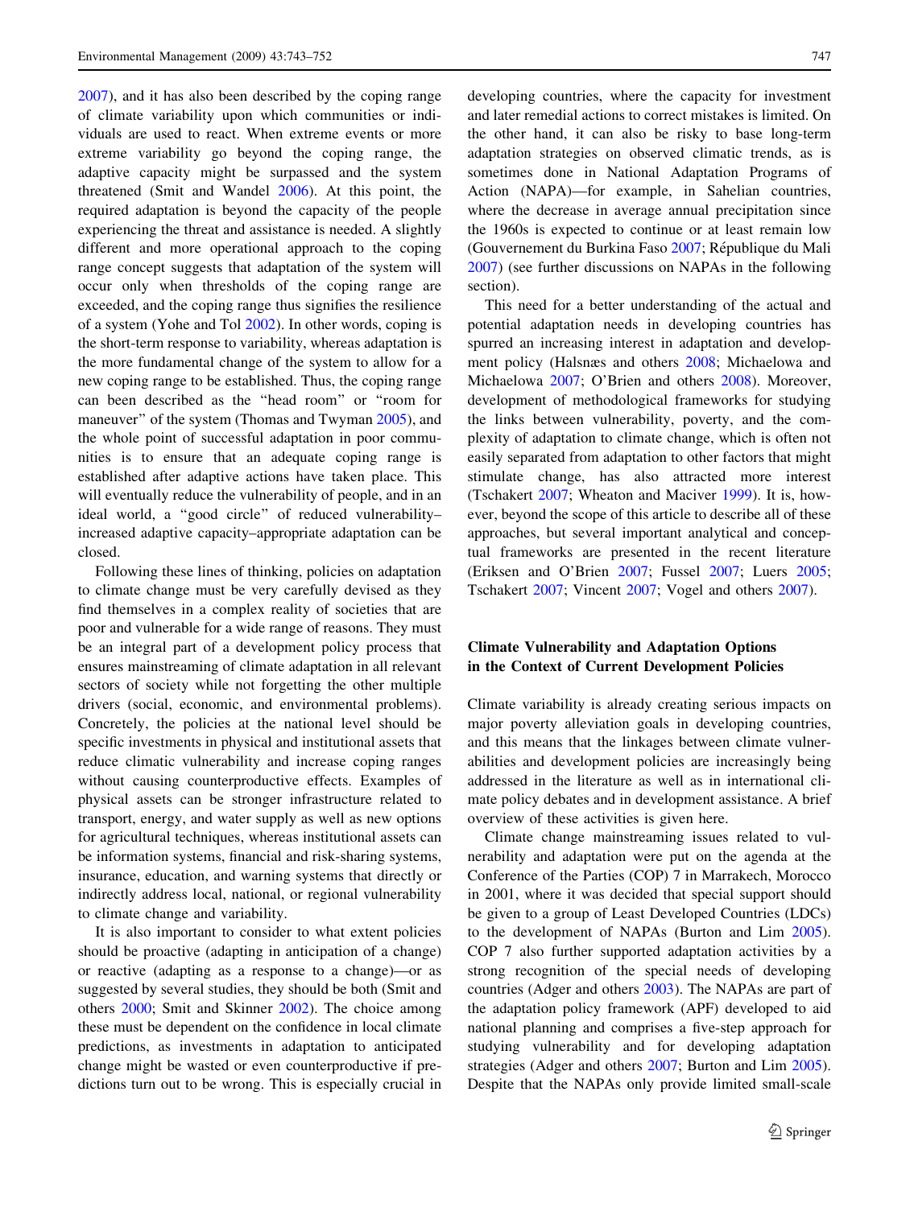2007), and it has also been described by the coping range of climate variability upon which communities or individuals are used to react. When extreme events or more extreme variability go beyond the coping range, the adaptive capacity might be surpassed and the system threatened (Smit and Wandel 2006). At this point, the required adaptation is beyond the capacity of the people experiencing the threat and assistance is needed. A slightly different and more operational approach to the coping range concept suggests that adaptation of the system will occur only when thresholds of the coping range are exceeded, and the coping range thus signifies the resilience of a system (Yohe and Tol 2002). In other words, coping is the short-term response to variability, whereas adaptation is the more fundamental change of the system to allow for a new coping range to be established. Thus, the coping range can been described as the "head room" or "room for maneuver" of the system (Thomas and Twyman 2005), and the whole point of successful adaptation in poor communities is to ensure that an adequate coping range is established after adaptive actions have taken place. This will eventually reduce the vulnerability of people, and in an ideal world, a "good circle" of reduced vulnerability–increased adaptive capacity–appropriate adaptation can be closed.

Following these lines of thinking, policies on adaptation to climate change must be very carefully devised as they find themselves in a complex reality of societies that are poor and vulnerable for a wide range of reasons. They must be an integral part of a development policy process that ensures mainstreaming of climate adaptation in all relevant sectors of society while not forgetting the other multiple drivers (social, economic, and environmental problems). Concretely, the policies at the national level should be specific investments in physical and institutional assets that reduce climatic vulnerability and increase coping ranges without causing counterproductive effects. Examples of physical assets can be stronger infrastructure related to transport, energy, and water supply as well as new options for agricultural techniques, whereas institutional assets can be information systems, financial and risk-sharing systems, insurance, education, and warning systems that directly or indirectly address local, national, or regional vulnerability to climate change and variability.

It is also important to consider to what extent policies should be proactive (adapting in anticipation of a change) or reactive (adapting as a response to a change)—or as suggested by several studies, they should be both (Smit and others 2000; Smit and Skinner 2002). The choice among these must be dependent on the confidence in local climate predictions, as investments in adaptation to anticipated change might be wasted or even counterproductive if predictions turn out to be wrong. This is especially crucial in developing countries, where the capacity for investment and later remedial actions to correct mistakes is limited. On the other hand, it can also be risky to base long-term adaptation strategies on observed climatic trends, as is sometimes done in National Adaptation Programs of Action (NAPA)—for example, in Sahelian countries, where the decrease in average annual precipitation since the 1960s is expected to continue or at least remain low (Gouvernement du Burkina Faso 2007; République du Mali 2007) (see further discussions on NAPAs in the following section).

This need for a better understanding of the actual and potential adaptation needs in developing countries has spurred an increasing interest in adaptation and development policy (Halsnæs and others 2008; Michaelowa and Michaelowa 2007; O'Brien and others 2008). Moreover, development of methodological frameworks for studying the links between vulnerability, poverty, and the complexity of adaptation to climate change, which is often not easily separated from adaptation to other factors that might stimulate change, has also attracted more interest (Tschakert 2007; Wheaton and Maciver 1999). It is, however, beyond the scope of this article to describe all of these approaches, but several important analytical and conceptual frameworks are presented in the recent literature (Eriksen and O'Brien 2007; Fussel 2007; Luers 2005; Tschakert 2007; Vincent 2007; Vogel and others 2007).

## Climate Vulnerability and Adaptation Options in the Context of Current Development Policies

Climate variability is already creating serious impacts on major poverty alleviation goals in developing countries, and this means that the linkages between climate vulnerabilities and development policies are increasingly being addressed in the literature as well as in international climate policy debates and in development assistance. A brief overview of these activities is given here.

Climate change mainstreaming issues related to vulnerability and adaptation were put on the agenda at the Conference of the Parties (COP) 7 in Marrakech, Morocco in 2001, where it was decided that special support should be given to a group of Least Developed Countries (LDCs) to the development of NAPAs (Burton and Lim 2005). COP 7 also further supported adaptation activities by a strong recognition of the special needs of developing countries (Adger and others 2003). The NAPAs are part of the adaptation policy framework (APF) developed to aid national planning and comprises a five-step approach for studying vulnerability and for developing adaptation strategies (Adger and others 2007; Burton and Lim 2005). Despite that the NAPAs only provide limited small-scale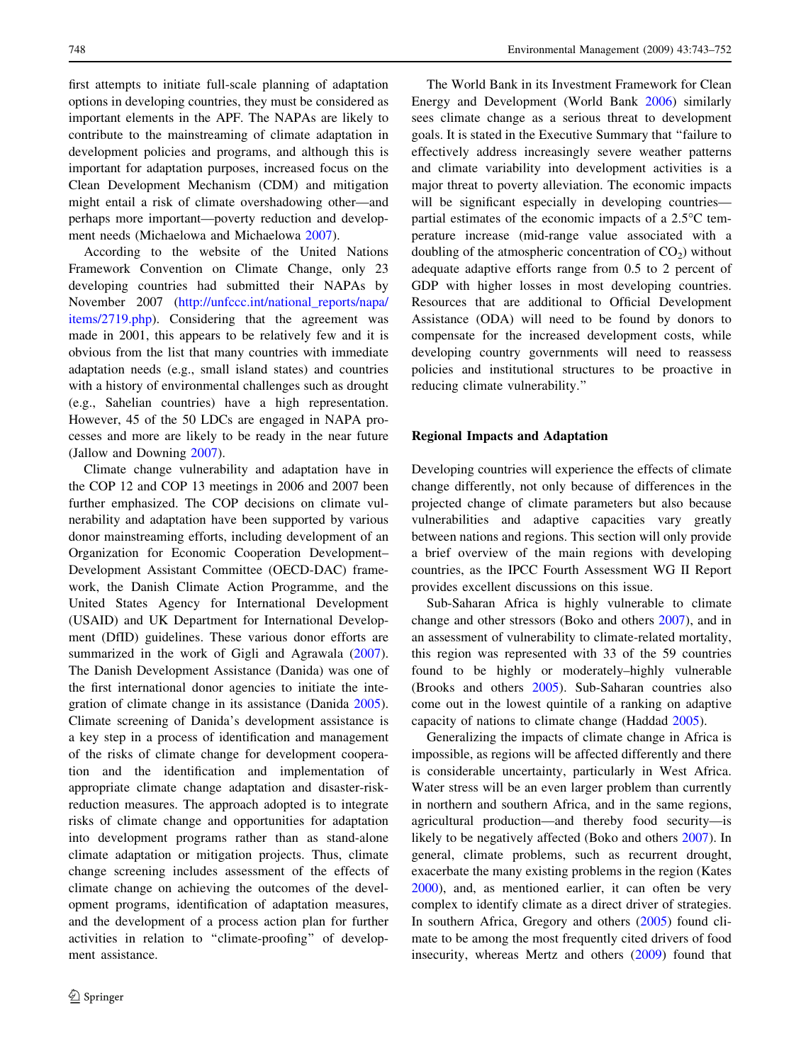first attempts to initiate full-scale planning of adaptation options in developing countries, they must be considered as important elements in the APF. The NAPAs are likely to contribute to the mainstreaming of climate adaptation in development policies and programs, and although this is important for adaptation purposes, increased focus on the Clean Development Mechanism (CDM) and mitigation might entail a risk of climate overshadowing other—and perhaps more important—poverty reduction and development needs (Michaelowa and Michaelowa 2007).

According to the website of the United Nations Framework Convention on Climate Change, only 23 developing countries had submitted their NAPAs by November 2007 (http://unfccc.int/national_reports/napa/items/2719.php). Considering that the agreement was made in 2001, this appears to be relatively few and it is obvious from the list that many countries with immediate adaptation needs (e.g., small island states) and countries with a history of environmental challenges such as drought (e.g., Sahelian countries) have a high representation. However, 45 of the 50 LDCs are engaged in NAPA processes and more are likely to be ready in the near future (Jallow and Downing 2007).

Climate change vulnerability and adaptation have in the COP 12 and COP 13 meetings in 2006 and 2007 been further emphasized. The COP decisions on climate vulnerability and adaptation have been supported by various donor mainstreaming efforts, including development of an Organization for Economic Cooperation Development–Development Assistant Committee (OECD-DAC) framework, the Danish Climate Action Programme, and the United States Agency for International Development (USAID) and UK Department for International Development (DfID) guidelines. These various donor efforts are summarized in the work of Gigli and Agrawala (2007). The Danish Development Assistance (Danida) was one of the first international donor agencies to initiate the integration of climate change in its assistance (Danida 2005). Climate screening of Danida's development assistance is a key step in a process of identification and management of the risks of climate change for development cooperation and the identification and implementation of appropriate climate change adaptation and disaster-risk-reduction measures. The approach adopted is to integrate risks of climate change and opportunities for adaptation into development programs rather than as stand-alone climate adaptation or mitigation projects. Thus, climate change screening includes assessment of the effects of climate change on achieving the outcomes of the development programs, identification of adaptation measures, and the development of a process action plan for further activities in relation to "climate-proofing" of development assistance.

The World Bank in its Investment Framework for Clean Energy and Development (World Bank 2006) similarly sees climate change as a serious threat to development goals. It is stated in the Executive Summary that "failure to effectively address increasingly severe weather patterns and climate variability into development activities is a major threat to poverty alleviation. The economic impacts will be significant especially in developing countries—partial estimates of the economic impacts of a 2.5°C temperature increase (mid-range value associated with a doubling of the atmospheric concentration of $CO_2$) without adequate adaptive efforts range from 0.5 to 2 percent of GDP with higher losses in most developing countries. Resources that are additional to Official Development Assistance (ODA) will need to be found by donors to compensate for the increased development costs, while developing country governments will need to reassess policies and institutional structures to be proactive in reducing climate vulnerability."

## Regional Impacts and Adaptation

Developing countries will experience the effects of climate change differently, not only because of differences in the projected change of climate parameters but also because vulnerabilities and adaptive capacities vary greatly between nations and regions. This section will only provide a brief overview of the main regions with developing countries, as the IPCC Fourth Assessment WG II Report provides excellent discussions on this issue.

Sub-Saharan Africa is highly vulnerable to climate change and other stressors (Boko and others 2007), and in an assessment of vulnerability to climate-related mortality, this region was represented with 33 of the 59 countries found to be highly or moderately–highly vulnerable (Brooks and others 2005). Sub-Saharan countries also come out in the lowest quintile of a ranking on adaptive capacity of nations to climate change (Haddad 2005).

Generalizing the impacts of climate change in Africa is impossible, as regions will be affected differently and there is considerable uncertainty, particularly in West Africa. Water stress will be an even larger problem than currently in northern and southern Africa, and in the same regions, agricultural production—and thereby food security—is likely to be negatively affected (Boko and others 2007). In general, climate problems, such as recurrent drought, exacerbate the many existing problems in the region (Kates 2000), and, as mentioned earlier, it can often be very complex to identify climate as a direct driver of strategies. In southern Africa, Gregory and others (2005) found climate to be among the most frequently cited drivers of food insecurity, whereas Mertz and others (2009) found that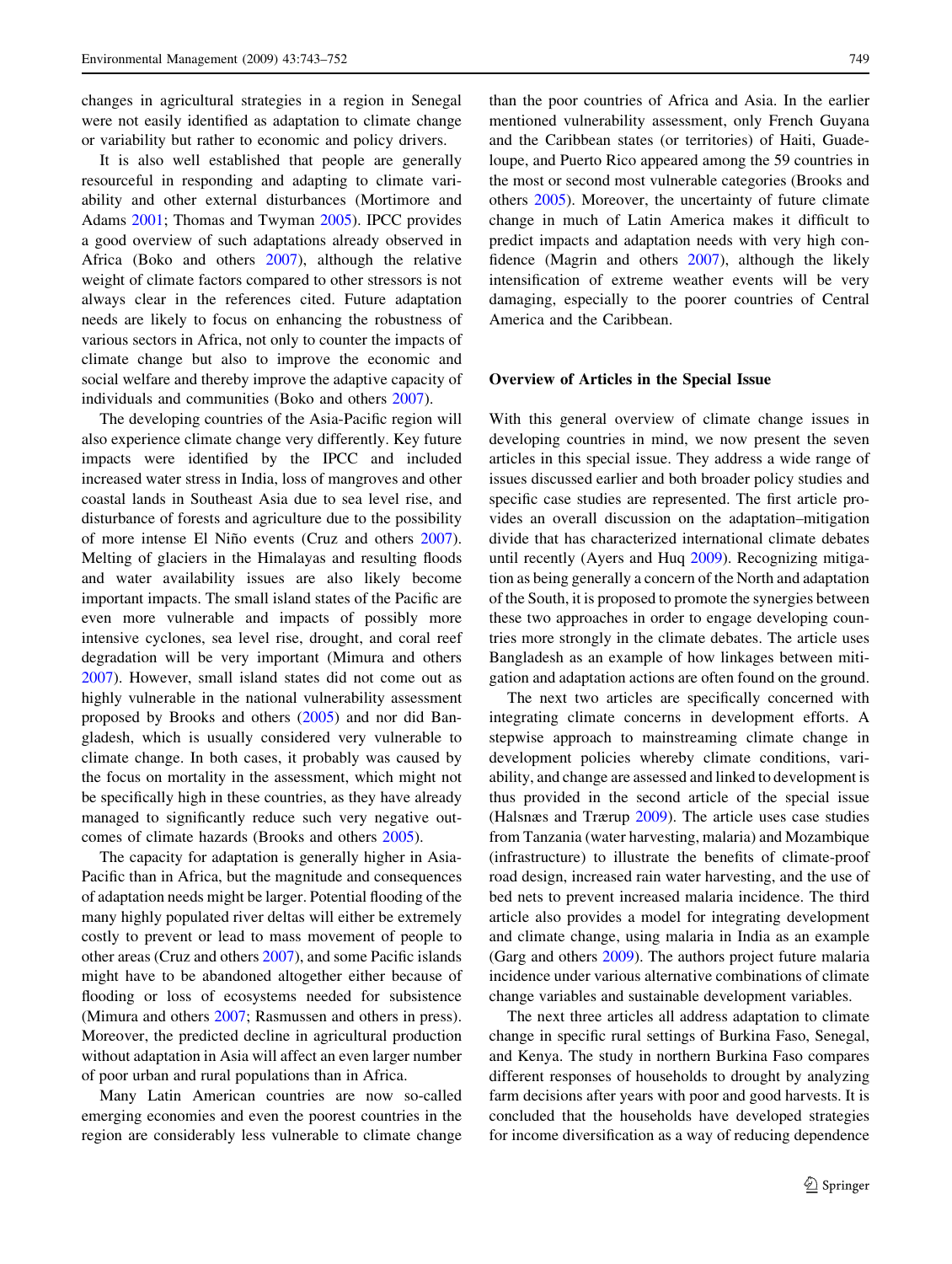changes in agricultural strategies in a region in Senegal were not easily identified as adaptation to climate change or variability but rather to economic and policy drivers.

It is also well established that people are generally resourceful in responding and adapting to climate variability and other external disturbances (Mortimore and Adams 2001; Thomas and Twyman 2005). IPCC provides a good overview of such adaptations already observed in Africa (Boko and others 2007), although the relative weight of climate factors compared to other stressors is not always clear in the references cited. Future adaptation needs are likely to focus on enhancing the robustness of various sectors in Africa, not only to counter the impacts of climate change but also to improve the economic and social welfare and thereby improve the adaptive capacity of individuals and communities (Boko and others 2007).

The developing countries of the Asia-Pacific region will also experience climate change very differently. Key future impacts were identified by the IPCC and included increased water stress in India, loss of mangroves and other coastal lands in Southeast Asia due to sea level rise, and disturbance of forests and agriculture due to the possibility of more intense El Niño events (Cruz and others 2007). Melting of glaciers in the Himalayas and resulting floods and water availability issues are also likely become important impacts. The small island states of the Pacific are even more vulnerable and impacts of possibly more intensive cyclones, sea level rise, drought, and coral reef degradation will be very important (Mimura and others 2007). However, small island states did not come out as highly vulnerable in the national vulnerability assessment proposed by Brooks and others (2005) and nor did Bangladesh, which is usually considered very vulnerable to climate change. In both cases, it probably was caused by the focus on mortality in the assessment, which might not be specifically high in these countries, as they have already managed to significantly reduce such very negative outcomes of climate hazards (Brooks and others 2005).

The capacity for adaptation is generally higher in Asia-Pacific than in Africa, but the magnitude and consequences of adaptation needs might be larger. Potential flooding of the many highly populated river deltas will either be extremely costly to prevent or lead to mass movement of people to other areas (Cruz and others 2007), and some Pacific islands might have to be abandoned altogether either because of flooding or loss of ecosystems needed for subsistence (Mimura and others 2007; Rasmussen and others in press). Moreover, the predicted decline in agricultural production without adaptation in Asia will affect an even larger number of poor urban and rural populations than in Africa.

Many Latin American countries are now so-called emerging economies and even the poorest countries in the region are considerably less vulnerable to climate change than the poor countries of Africa and Asia. In the earlier mentioned vulnerability assessment, only French Guyana and the Caribbean states (or territories) of Haiti, Guadeloupe, and Puerto Rico appeared among the 59 countries in the most or second most vulnerable categories (Brooks and others 2005). Moreover, the uncertainty of future climate change in much of Latin America makes it difficult to predict impacts and adaptation needs with very high confidence (Magrin and others 2007), although the likely intensification of extreme weather events will be very damaging, especially to the poorer countries of Central America and the Caribbean.

## Overview of Articles in the Special Issue

With this general overview of climate change issues in developing countries in mind, we now present the seven articles in this special issue. They address a wide range of issues discussed earlier and both broader policy studies and specific case studies are represented. The first article provides an overall discussion on the adaptation–mitigation divide that has characterized international climate debates until recently (Ayers and Huq 2009). Recognizing mitigation as being generally a concern of the North and adaptation of the South, it is proposed to promote the synergies between these two approaches in order to engage developing countries more strongly in the climate debates. The article uses Bangladesh as an example of how linkages between mitigation and adaptation actions are often found on the ground.

The next two articles are specifically concerned with integrating climate concerns in development efforts. A stepwise approach to mainstreaming climate change in development policies whereby climate conditions, variability, and change are assessed and linked to development is thus provided in the second article of the special issue (Halsnæs and Trærup 2009). The article uses case studies from Tanzania (water harvesting, malaria) and Mozambique (infrastructure) to illustrate the benefits of climate-proof road design, increased rain water harvesting, and the use of bed nets to prevent increased malaria incidence. The third article also provides a model for integrating development and climate change, using malaria in India as an example (Garg and others 2009). The authors project future malaria incidence under various alternative combinations of climate change variables and sustainable development variables.

The next three articles all address adaptation to climate change in specific rural settings of Burkina Faso, Senegal, and Kenya. The study in northern Burkina Faso compares different responses of households to drought by analyzing farm decisions after years with poor and good harvests. It is concluded that the households have developed strategies for income diversification as a way of reducing dependence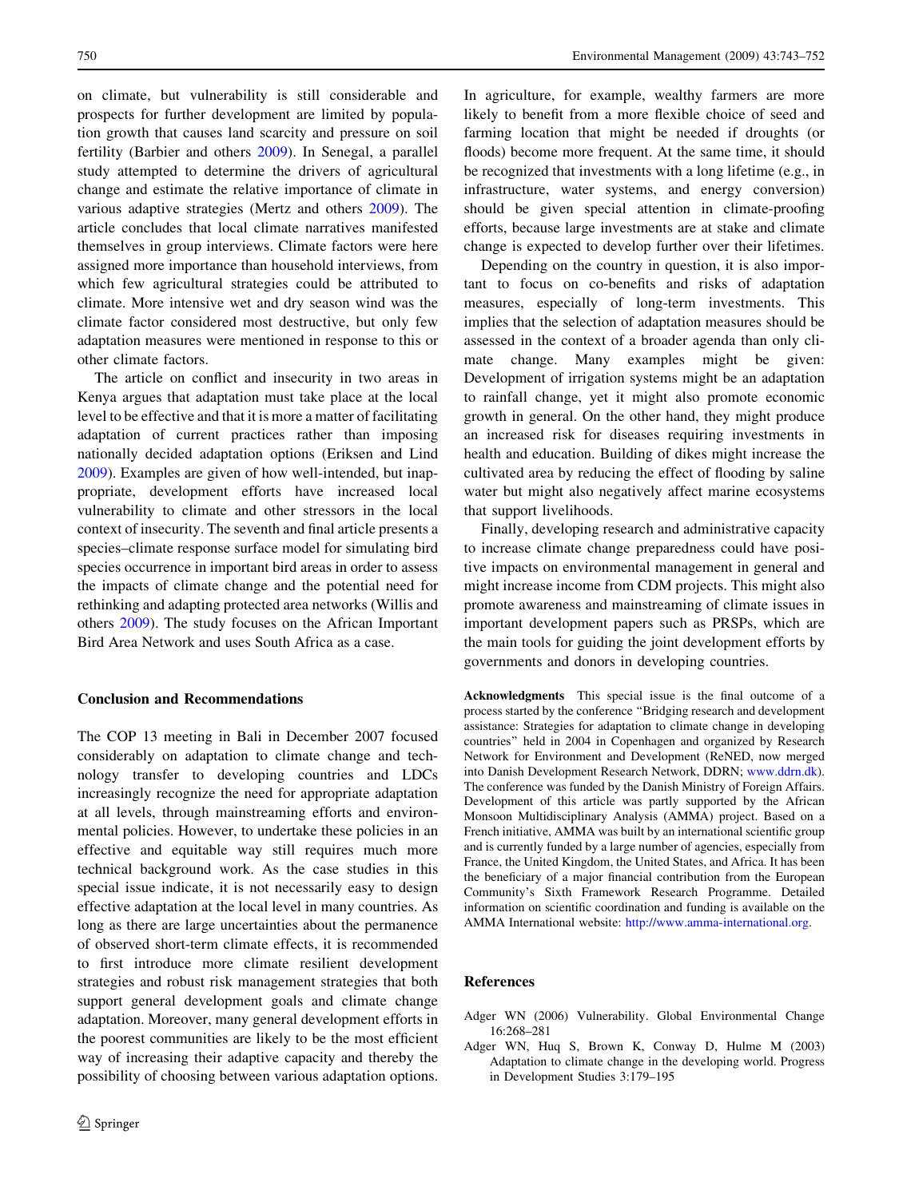on climate, but vulnerability is still considerable and prospects for further development are limited by population growth that causes land scarcity and pressure on soil fertility (Barbier and others 2009). In Senegal, a parallel study attempted to determine the drivers of agricultural change and estimate the relative importance of climate in various adaptive strategies (Mertz and others 2009). The article concludes that local climate narratives manifested themselves in group interviews. Climate factors were here assigned more importance than household interviews, from which few agricultural strategies could be attributed to climate. More intensive wet and dry season wind was the climate factor considered most destructive, but only few adaptation measures were mentioned in response to this or other climate factors.

The article on conflict and insecurity in two areas in Kenya argues that adaptation must take place at the local level to be effective and that it is more a matter of facilitating adaptation of current practices rather than imposing nationally decided adaptation options (Eriksen and Lind 2009). Examples are given of how well-intended, but inappropriate, development efforts have increased local vulnerability to climate and other stressors in the local context of insecurity. The seventh and final article presents a species–climate response surface model for simulating bird species occurrence in important bird areas in order to assess the impacts of climate change and the potential need for rethinking and adapting protected area networks (Willis and others 2009). The study focuses on the African Important Bird Area Network and uses South Africa as a case.

## Conclusion and Recommendations

The COP 13 meeting in Bali in December 2007 focused considerably on adaptation to climate change and technology transfer to developing countries and LDCs increasingly recognize the need for appropriate adaptation at all levels, through mainstreaming efforts and environmental policies. However, to undertake these policies in an effective and equitable way still requires much more technical background work. As the case studies in this special issue indicate, it is not necessarily easy to design effective adaptation at the local level in many countries. As long as there are large uncertainties about the permanence of observed short-term climate effects, it is recommended to first introduce more climate resilient development strategies and robust risk management strategies that both support general development goals and climate change adaptation. Moreover, many general development efforts in the poorest communities are likely to be the most efficient way of increasing their adaptive capacity and thereby the possibility of choosing between various adaptation options. In agriculture, for example, wealthy farmers are more likely to benefit from a more flexible choice of seed and farming location that might be needed if droughts (or floods) become more frequent. At the same time, it should be recognized that investments with a long lifetime (e.g., in infrastructure, water systems, and energy conversion) should be given special attention in climate-proofing efforts, because large investments are at stake and climate change is expected to develop further over their lifetimes.

Depending on the country in question, it is also important to focus on co-benefits and risks of adaptation measures, especially of long-term investments. This implies that the selection of adaptation measures should be assessed in the context of a broader agenda than only climate change. Many examples might be given: Development of irrigation systems might be an adaptation to rainfall change, yet it might also promote economic growth in general. On the other hand, they might produce an increased risk for diseases requiring investments in health and education. Building of dikes might increase the cultivated area by reducing the effect of flooding by saline water but might also negatively affect marine ecosystems that support livelihoods.

Finally, developing research and administrative capacity to increase climate change preparedness could have positive impacts on environmental management in general and might increase income from CDM projects. This might also promote awareness and mainstreaming of climate issues in important development papers such as PRSPs, which are the main tools for guiding the joint development efforts by governments and donors in developing countries.

**Acknowledgments** This special issue is the final outcome of a process started by the conference "Bridging research and development assistance: Strategies for adaptation to climate change in developing countries" held in 2004 in Copenhagen and organized by Research Network for Environment and Development (ReNED, now merged into Danish Development Research Network, DDRN; www.ddrn.dk). The conference was funded by the Danish Ministry of Foreign Affairs. Development of this article was partly supported by the African Monsoon Multidisciplinary Analysis (AMMA) project. Based on a French initiative, AMMA was built by an international scientific group and is currently funded by a large number of agencies, especially from France, the United Kingdom, the United States, and Africa. It has been the beneficiary of a major financial contribution from the European Community's Sixth Framework Research Programme. Detailed information on scientific coordination and funding is available on the AMMA International website: http://www.amma-international.org.

## References

Adger WN (2006) Vulnerability. Global Environmental Change 16:268–281

Adger WN, Huq S, Brown K, Conway D, Hulme M (2003) Adaptation to climate change in the developing world. Progress in Development Studies 3:179–195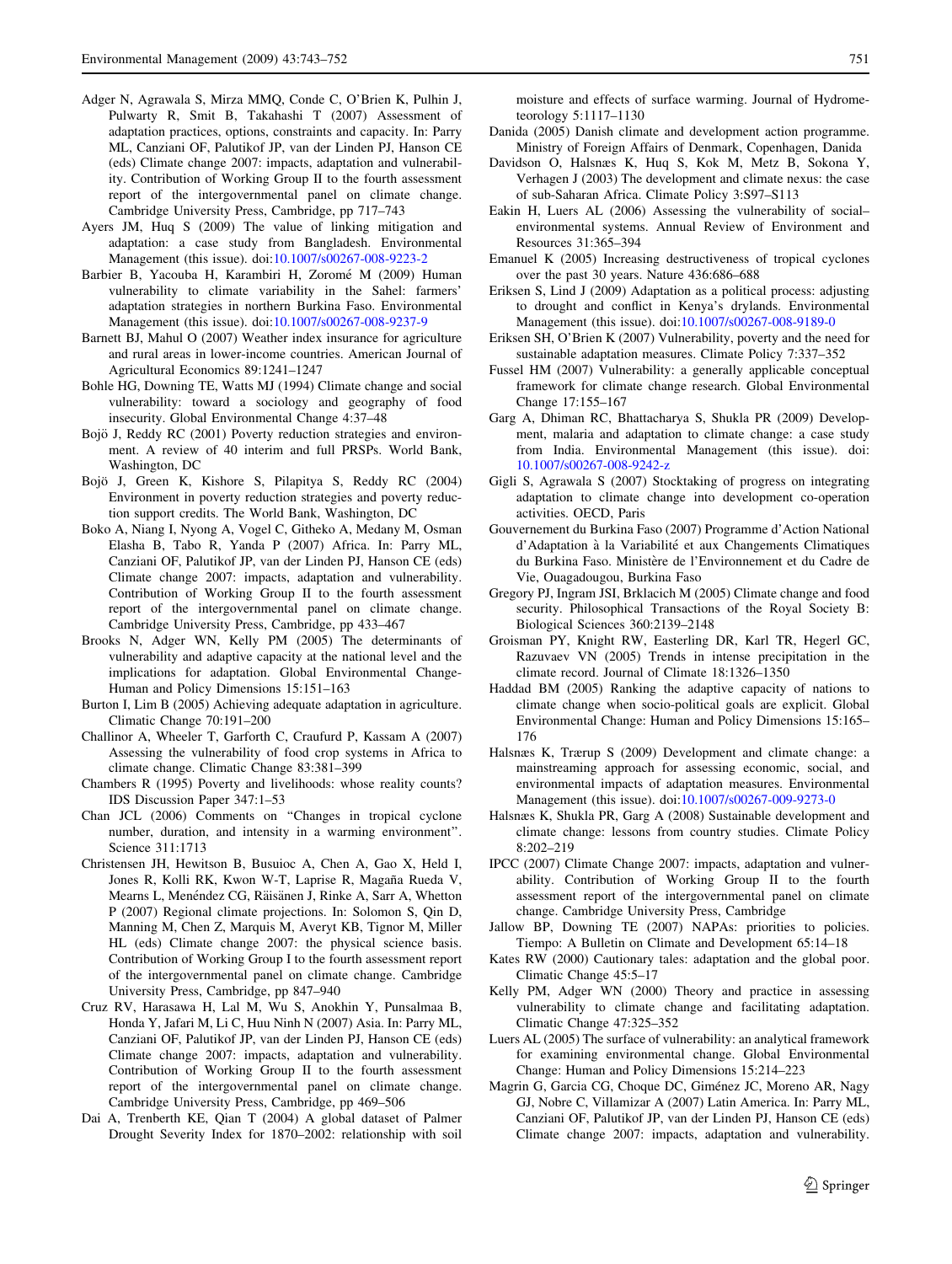Adger N, Agrawala S, Mirza MMQ, Conde C, O'Brien K, Pulhin J, Pulwarty R, Smit B, Takahashi T (2007) Assessment of adaptation practices, options, constraints and capacity. In: Parry ML, Canziani OF, Palutikof JP, van der Linden PJ, Hanson CE (eds) Climate change 2007: impacts, adaptation and vulnerability. Contribution of Working Group II to the fourth assessment report of the intergovernmental panel on climate change. Cambridge University Press, Cambridge, pp 717–743

Ayers JM, Huq S (2009) The value of linking mitigation and adaptation: a case study from Bangladesh. Environmental Management (this issue). doi:10.1007/s00267-008-9223-2

Barbier B, Yacouba H, Karambiri H, Zoromé M (2009) Human vulnerability to climate variability in the Sahel: farmers' adaptation strategies in northern Burkina Faso. Environmental Management (this issue). doi:10.1007/s00267-008-9237-9

Barnett BJ, Mahul O (2007) Weather index insurance for agriculture and rural areas in lower-income countries. American Journal of Agricultural Economics 89:1241–1247

Bohle HG, Downing TE, Watts MJ (1994) Climate change and social vulnerability: toward a sociology and geography of food insecurity. Global Environmental Change 4:37–48

Bojö J, Reddy RC (2001) Poverty reduction strategies and environment. A review of 40 interim and full PRSPs. World Bank, Washington, DC

Bojö J, Green K, Kishore S, Pilapitya S, Reddy RC (2004) Environment in poverty reduction strategies and poverty reduction support credits. The World Bank, Washington, DC

Boko A, Niang I, Nyong A, Vogel C, Githeko A, Medany M, Osman Elasha B, Tabo R, Yanda P (2007) Africa. In: Parry ML, Canziani OF, Palutikof JP, van der Linden PJ, Hanson CE (eds) Climate change 2007: impacts, adaptation and vulnerability. Contribution of Working Group II to the fourth assessment report of the intergovernmental panel on climate change. Cambridge University Press, Cambridge, pp 433–467

Brooks N, Adger WN, Kelly PM (2005) The determinants of vulnerability and adaptive capacity at the national level and the implications for adaptation. Global Environmental Change-Human and Policy Dimensions 15:151–163

Burton I, Lim B (2005) Achieving adequate adaptation in agriculture. Climatic Change 70:191–200

Challinor A, Wheeler T, Garforth C, Craufurd P, Kassam A (2007) Assessing the vulnerability of food crop systems in Africa to climate change. Climatic Change 83:381–399

Chambers R (1995) Poverty and livelihoods: whose reality counts? IDS Discussion Paper 347:1–53

Chan JCL (2006) Comments on "Changes in tropical cyclone number, duration, and intensity in a warming environment". Science 311:1713

Christensen JH, Hewitson B, Busuioc A, Chen A, Gao X, Held I, Jones R, Kolli RK, Kwon W-T, Laprise R, Magaña Rueda V, Mearns L, Menéndez CG, Räisänen J, Rinke A, Sarr A, Whetton P (2007) Regional climate projections. In: Solomon S, Qin D, Manning M, Chen Z, Marquis M, Averyt KB, Tignor M, Miller HL (eds) Climate change 2007: the physical science basis. Contribution of Working Group I to the fourth assessment report of the intergovernmental panel on climate change. Cambridge University Press, Cambridge, pp 847–940

Cruz RV, Harasawa H, Lal M, Wu S, Anokhin Y, Punsalmaa B, Honda Y, Jafari M, Li C, Huu Ninh N (2007) Asia. In: Parry ML, Canziani OF, Palutikof JP, van der Linden PJ, Hanson CE (eds) Climate change 2007: impacts, adaptation and vulnerability. Contribution of Working Group II to the fourth assessment report of the intergovernmental panel on climate change. Cambridge University Press, Cambridge, pp 469–506

Dai A, Trenberth KE, Qian T (2004) A global dataset of Palmer Drought Severity Index for 1870–2002: relationship with soil moisture and effects of surface warming. Journal of Hydrometeorology 5:1117–1130

Danida (2005) Danish climate and development action programme. Ministry of Foreign Affairs of Denmark, Copenhagen, Danida

Davidson O, Halsnæs K, Huq S, Kok M, Metz B, Sokona Y, Verhagen J (2003) The development and climate nexus: the case of sub-Saharan Africa. Climate Policy 3:S97–S113

Eakin H, Luers AL (2006) Assessing the vulnerability of social–environmental systems. Annual Review of Environment and Resources 31:365–394

Emanuel K (2005) Increasing destructiveness of tropical cyclones over the past 30 years. Nature 436:686–688

Eriksen S, Lind J (2009) Adaptation as a political process: adjusting to drought and conflict in Kenya's drylands. Environmental Management (this issue). doi:10.1007/s00267-008-9189-0

Eriksen SH, O'Brien K (2007) Vulnerability, poverty and the need for sustainable adaptation measures. Climate Policy 7:337–352

Fussel HM (2007) Vulnerability: a generally applicable conceptual framework for climate change research. Global Environmental Change 17:155–167

Garg A, Dhiman RC, Bhattacharya S, Shukla PR (2009) Development, malaria and adaptation to climate change: a case study from India. Environmental Management (this issue). doi:10.1007/s00267-008-9242-z

Gigli S, Agrawala S (2007) Stocktaking of progress on integrating adaptation to climate change into development co-operation activities. OECD, Paris

Gouvernement du Burkina Faso (2007) Programme d'Action National d'Adaptation à la Variabilité et aux Changements Climatiques du Burkina Faso. Ministère de l'Environnement et du Cadre de Vie, Ouagadougou, Burkina Faso

Gregory PJ, Ingram JSI, Brklacich M (2005) Climate change and food security. Philosophical Transactions of the Royal Society B: Biological Sciences 360:2139–2148

Groisman PY, Knight RW, Easterling DR, Karl TR, Hegerl GC, Razuvaev VN (2005) Trends in intense precipitation in the climate record. Journal of Climate 18:1326–1350

Haddad BM (2005) Ranking the adaptive capacity of nations to climate change when socio-political goals are explicit. Global Environmental Change: Human and Policy Dimensions 15:165–176

Halsnæs K, Trærup S (2009) Development and climate change: a mainstreaming approach for assessing economic, social, and environmental impacts of adaptation measures. Environmental Management (this issue). doi:10.1007/s00267-009-9273-0

Halsnæs K, Shukla PR, Garg A (2008) Sustainable development and climate change: lessons from country studies. Climate Policy 8:202–219

IPCC (2007) Climate Change 2007: impacts, adaptation and vulnerability. Contribution of Working Group II to the fourth assessment report of the intergovernmental panel on climate change. Cambridge University Press, Cambridge

Jallow BP, Downing TE (2007) NAPAs: priorities to policies. Tiempo: A Bulletin on Climate and Development 65:14–18

Kates RW (2000) Cautionary tales: adaptation and the global poor. Climatic Change 45:5–17

Kelly PM, Adger WN (2000) Theory and practice in assessing vulnerability to climate change and facilitating adaptation. Climatic Change 47:325–352

Luers AL (2005) The surface of vulnerability: an analytical framework for examining environmental change. Global Environmental Change: Human and Policy Dimensions 15:214–223

Magrin G, Garcia CG, Choque DC, Giménez JC, Moreno AR, Nagy GJ, Nobre C, Villamizar A (2007) Latin America. In: Parry ML, Canziani OF, Palutikof JP, van der Linden PJ, Hanson CE (eds) Climate change 2007: impacts, adaptation and vulnerability.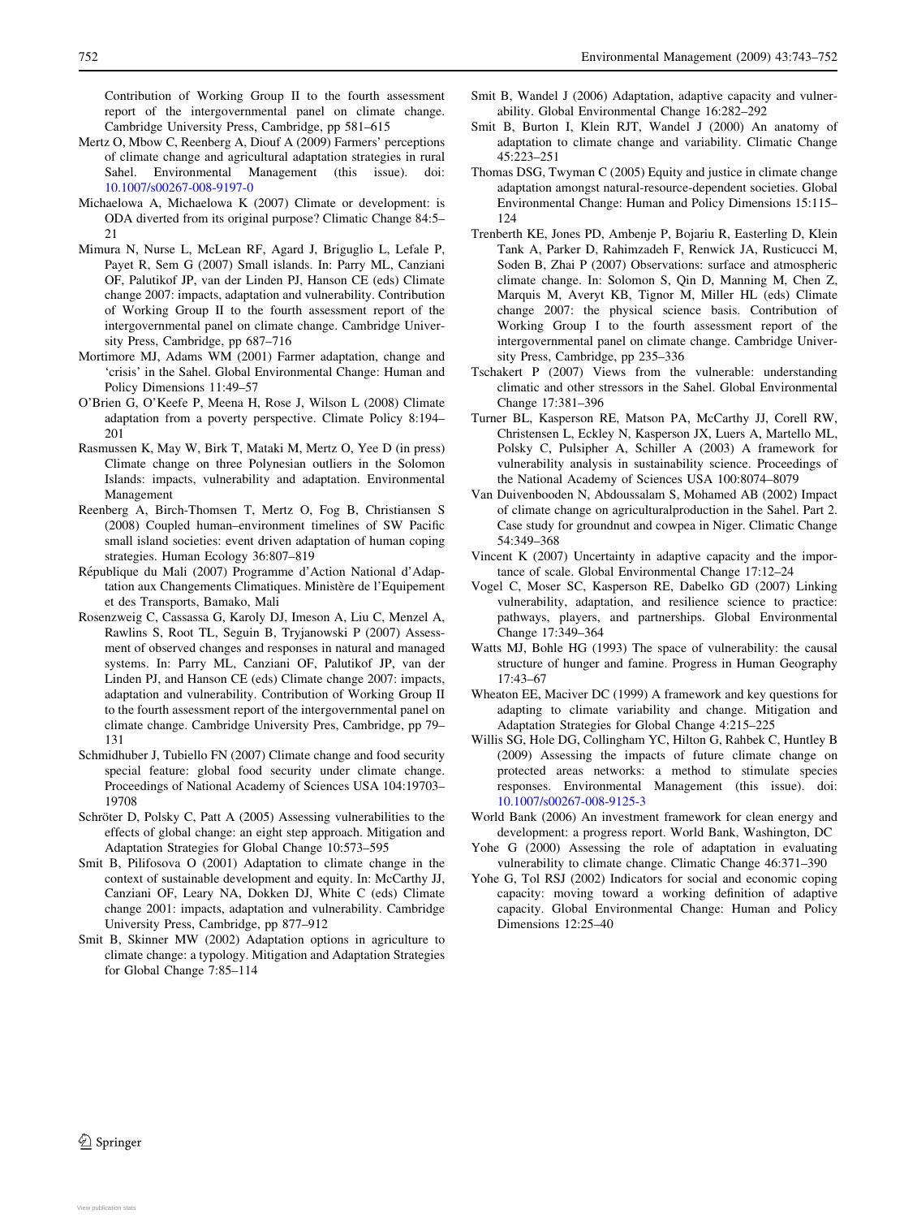Contribution of Working Group II to the fourth assessment report of the intergovernmental panel on climate change. Cambridge University Press, Cambridge, pp 581–615

Mertz O, Mbow C, Reenberg A, Diouf A (2009) Farmers' perceptions of climate change and agricultural adaptation strategies in rural Sahel. Environmental Management (this issue). doi: 10.1007/s00267-008-9197-0

Michaelowa A, Michaelowa K (2007) Climate or development: is ODA diverted from its original purpose? Climatic Change 84:5–21

Mimura N, Nurse L, McLean RF, Agard J, Briguglio L, Lefale P, Payet R, Sem G (2007) Small islands. In: Parry ML, Canziani OF, Palutikof JP, van der Linden PJ, Hanson CE (eds) Climate change 2007: impacts, adaptation and vulnerability. Contribution of Working Group II to the fourth assessment report of the intergovernmental panel on climate change. Cambridge University Press, Cambridge, pp 687–716

Mortimore MJ, Adams WM (2001) Farmer adaptation, change and 'crisis' in the Sahel. Global Environmental Change: Human and Policy Dimensions 11:49–57

O'Brien G, O'Keefe P, Meena H, Rose J, Wilson L (2008) Climate adaptation from a poverty perspective. Climate Policy 8:194–201

Rasmussen K, May W, Birk T, Mataki M, Mertz O, Yee D (in press) Climate change on three Polynesian outliers in the Solomon Islands: impacts, vulnerability and adaptation. Environmental Management

Reenberg A, Birch-Thomsen T, Mertz O, Fog B, Christiansen S (2008) Coupled human–environment timelines of SW Pacific small island societies: event driven adaptation of human coping strategies. Human Ecology 36:807–819

République du Mali (2007) Programme d'Action National d'Adaptation aux Changements Climatiques. Ministère de l'Equipement et des Transports, Bamako, Mali

Rosenzweig C, Cassassa G, Karoly DJ, Imeson A, Liu C, Menzel A, Rawlins S, Root TL, Seguin B, Tryjanowski P (2007) Assessment of observed changes and responses in natural and managed systems. In: Parry ML, Canziani OF, Palutikof JP, van der Linden PJ, and Hanson CE (eds) Climate change 2007: impacts, adaptation and vulnerability. Contribution of Working Group II to the fourth assessment report of the intergovernmental panel on climate change. Cambridge University Pres, Cambridge, pp 79–131

Schmidhuber J, Tubiello FN (2007) Climate change and food security special feature: global food security under climate change. Proceedings of National Academy of Sciences USA 104:19703–19708

Schröter D, Polsky C, Patt A (2005) Assessing vulnerabilities to the effects of global change: an eight step approach. Mitigation and Adaptation Strategies for Global Change 10:573–595

Smit B, Pilifosova O (2001) Adaptation to climate change in the context of sustainable development and equity. In: McCarthy JJ, Canziani OF, Leary NA, Dokken DJ, White C (eds) Climate change 2001: impacts, adaptation and vulnerability. Cambridge University Press, Cambridge, pp 877–912

Smit B, Skinner MW (2002) Adaptation options in agriculture to climate change: a typology. Mitigation and Adaptation Strategies for Global Change 7:85–114

Smit B, Wandel J (2006) Adaptation, adaptive capacity and vulnerability. Global Environmental Change 16:282–292

Smit B, Burton I, Klein RJT, Wandel J (2000) An anatomy of adaptation to climate change and variability. Climatic Change 45:223–251

Thomas DSG, Twyman C (2005) Equity and justice in climate change adaptation amongst natural-resource-dependent societies. Global Environmental Change: Human and Policy Dimensions 15:115–124

Trenberth KE, Jones PD, Ambenje P, Bojariu R, Easterling D, Klein Tank A, Parker D, Rahimzadeh F, Renwick JA, Rusticucci M, Soden B, Zhai P (2007) Observations: surface and atmospheric climate change. In: Solomon S, Qin D, Manning M, Chen Z, Marquis M, Averyt KB, Tignor M, Miller HL (eds) Climate change 2007: the physical science basis. Contribution of Working Group I to the fourth assessment report of the intergovernmental panel on climate change. Cambridge University Press, Cambridge, pp 235–336

Tschakert P (2007) Views from the vulnerable: understanding climatic and other stressors in the Sahel. Global Environmental Change 17:381–396

Turner BL, Kasperson RE, Matson PA, McCarthy JJ, Corell RW, Christensen L, Eckley N, Kasperson JX, Luers A, Martello ML, Polsky C, Pulsipher A, Schiller A (2003) A framework for vulnerability analysis in sustainability science. Proceedings of the National Academy of Sciences USA 100:8074–8079

Van Duivenbooden N, Abdoussalam S, Mohamed AB (2002) Impact of climate change on agriculturalproduction in the Sahel. Part 2. Case study for groundnut and cowpea in Niger. Climatic Change 54:349–368

Vincent K (2007) Uncertainty in adaptive capacity and the importance of scale. Global Environmental Change 17:12–24

Vogel C, Moser SC, Kasperson RE, Dabelko GD (2007) Linking vulnerability, adaptation, and resilience science to practice: pathways, players, and partnerships. Global Environmental Change 17:349–364

Watts MJ, Bohle HG (1993) The space of vulnerability: the causal structure of hunger and famine. Progress in Human Geography 17:43–67

Wheaton EE, Maciver DC (1999) A framework and key questions for adapting to climate variability and change. Mitigation and Adaptation Strategies for Global Change 4:215–225

Willis SG, Hole DG, Collingham YC, Hilton G, Rahbek C, Huntley B (2009) Assessing the impacts of future climate change on protected areas networks: a method to stimulate species responses. Environmental Management (this issue). doi: 10.1007/s00267-008-9125-3

World Bank (2006) An investment framework for clean energy and development: a progress report. World Bank, Washington, DC

Yohe G (2000) Assessing the role of adaptation in evaluating vulnerability to climate change. Climatic Change 46:371–390

Yohe G, Tol RSJ (2002) Indicators for social and economic coping capacity: moving toward a working definition of adaptive capacity. Global Environmental Change: Human and Policy Dimensions 12:25–40